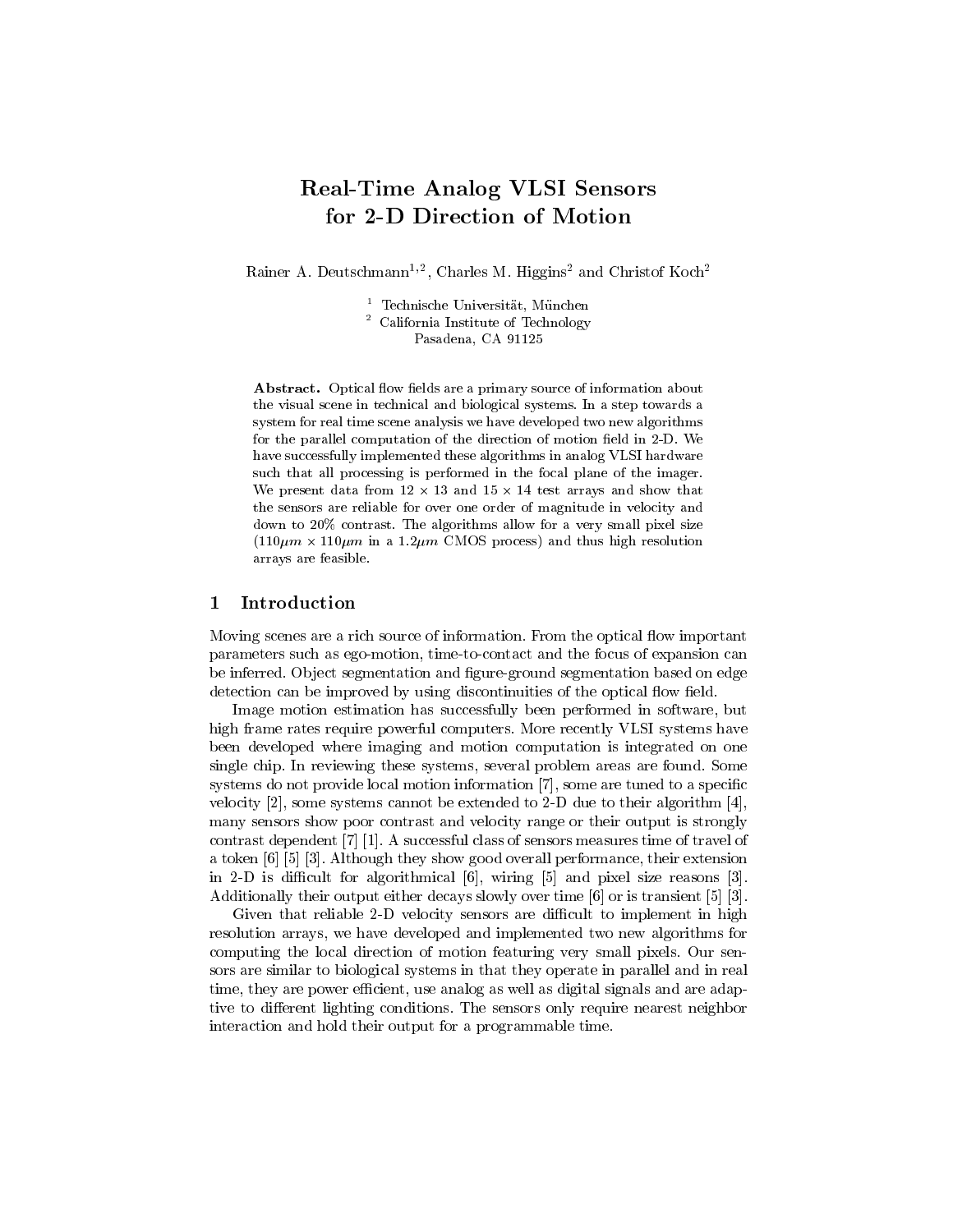# Real-Time Analog VLSI Sensors for 2-D Direction of Motion

Rainer A. Deutschmann[1,2], Charles M. Higgins[2] and Christof Koch[2]

[1] Technische Universität, München
[2] California Institute of Technology
Pasadena, CA 91125

**Abstract.** Optical flow fields are a primary source of information about the visual scene in technical and biological systems. In a step towards a system for real time scene analysis we have developed two new algorithms for the parallel computation of the direction of motion field in 2-D. We have successfully implemented these algorithms in analog VLSI hardware such that all processing is performed in the focal plane of the imager. We present data from $12 \times 13$ and $15 \times 14$ test arrays and show that the sensors are reliable for over one order of magnitude in velocity and down to 20% contrast. The algorithms allow for a very small pixel size ($110\mu m \times 110\mu m$ in a $1.2\mu m$ CMOS process) and thus high resolution arrays are feasible.

## 1 Introduction

Moving scenes are a rich source of information. From the optical flow important parameters such as ego-motion, time-to-contact and the focus of expansion can be inferred. Object segmentation and figure-ground segmentation based on edge detection can be improved by using discontinuities of the optical flow field.

Image motion estimation has successfully been performed in software, but high frame rates require powerful computers. More recently VLSI systems have been developed where imaging and motion computation is integrated on one single chip. In reviewing these systems, several problem areas are found. Some systems do not provide local motion information [7], some are tuned to a specific velocity [2], some systems cannot be extended to 2-D due to their algorithm [4], many sensors show poor contrast and velocity range or their output is strongly contrast dependent [7] [1]. A successful class of sensors measures time of travel of a token [6] [5] [3]. Although they show good overall performance, their extension in 2-D is difficult for algorithmical [6], wiring [5] and pixel size reasons [3]. Additionally their output either decays slowly over time [6] or is transient [5] [3].

Given that reliable 2-D velocity sensors are difficult to implement in high resolution arrays, we have developed and implemented two new algorithms for computing the local direction of motion featuring very small pixels. Our sensors are similar to biological systems in that they operate in parallel and in real time, they are power efficient, use analog as well as digital signals and are adaptive to different lighting conditions. The sensors only require nearest neighbor interaction and hold their output for a programmable time.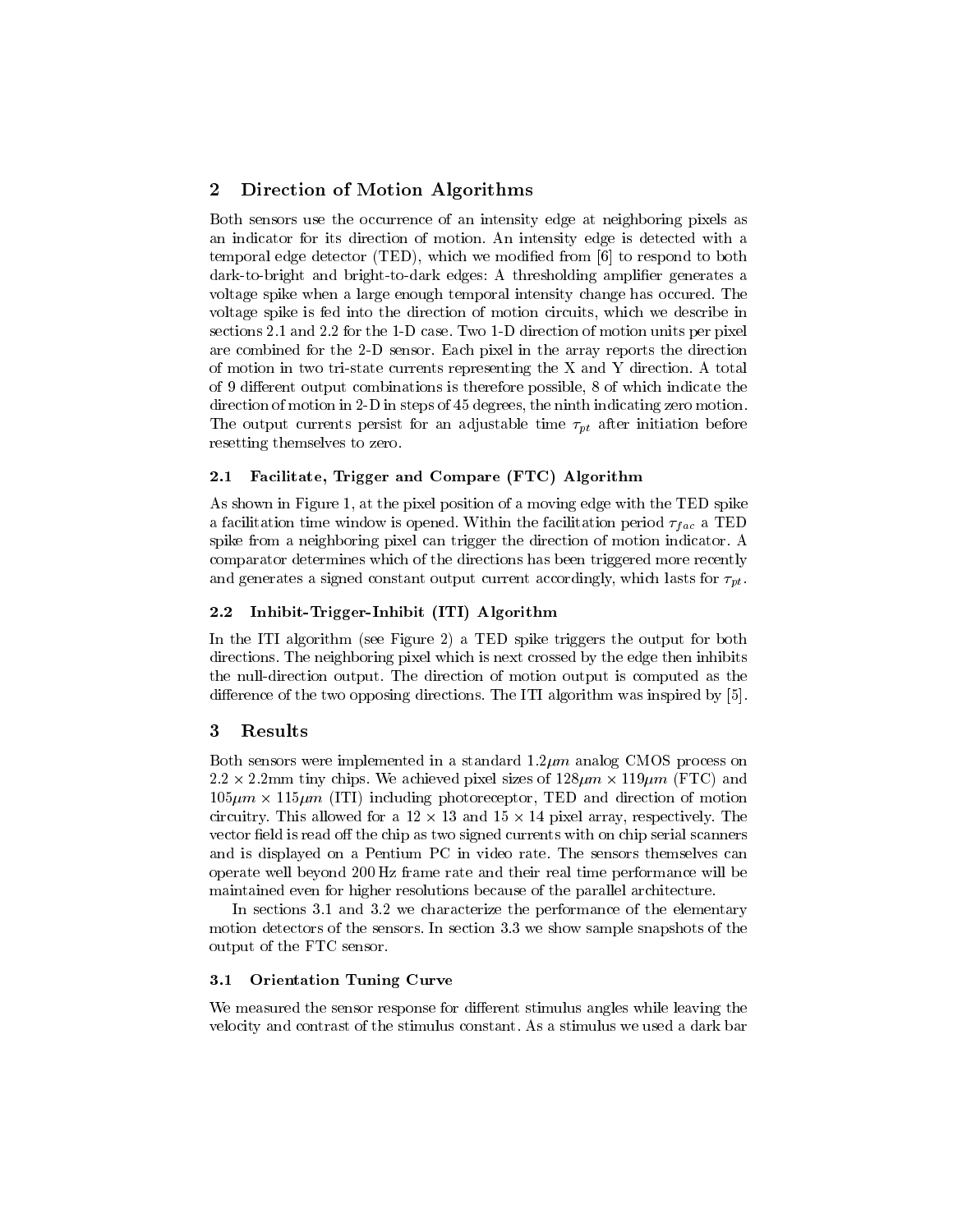## 2 Direction of Motion Algorithms

Both sensors use the occurrence of an intensity edge at neighboring pixels as an indicator for its direction of motion. An intensity edge is detected with a temporal edge detector (TED), which we modified from [6] to respond to both dark-to-bright and bright-to-dark edges: A thresholding amplifier generates a voltage spike when a large enough temporal intensity change has occured. The voltage spike is fed into the direction of motion circuits, which we describe in sections 2.1 and 2.2 for the 1-D case. Two 1-D direction of motion units per pixel are combined for the 2-D sensor. Each pixel in the array reports the direction of motion in two tri-state currents representing the X and Y direction. A total of 9 different output combinations is therefore possible, 8 of which indicate the direction of motion in 2-D in steps of 45 degrees, the ninth indicating zero motion. The output currents persist for an adjustable time $\tau_{pt}$ after initiation before resetting themselves to zero.

### 2.1 Facilitate, Trigger and Compare (FTC) Algorithm

As shown in Figure 1, at the pixel position of a moving edge with the TED spike a facilitation time window is opened. Within the facilitation period $\tau_{fac}$ a TED spike from a neighboring pixel can trigger the direction of motion indicator. A comparator determines which of the directions has been triggered more recently and generates a signed constant output current accordingly, which lasts for $\tau_{pt}$.

### 2.2 Inhibit-Trigger-Inhibit (ITI) Algorithm

In the ITI algorithm (see Figure 2) a TED spike triggers the output for both directions. The neighboring pixel which is next crossed by the edge then inhibits the null-direction output. The direction of motion output is computed as the difference of the two opposing directions. The ITI algorithm was inspired by [5].

## 3 Results

Both sensors were implemented in a standard $1.2\mu m$ analog CMOS process on $2.2 \times 2.2$mm tiny chips. We achieved pixel sizes of $128\mu m \times 119\mu m$ (FTC) and $105\mu m \times 115\mu m$ (ITI) including photoreceptor, TED and direction of motion circuitry. This allowed for a $12 \times 13$ and $15 \times 14$ pixel array, respectively. The vector field is read off the chip as two signed currents with on chip serial scanners and is displayed on a Pentium PC in video rate. The sensors themselves can operate well beyond 200 Hz frame rate and their real time performance will be maintained even for higher resolutions because of the parallel architecture.

In sections 3.1 and 3.2 we characterize the performance of the elementary motion detectors of the sensors. In section 3.3 we show sample snapshots of the output of the FTC sensor.

### 3.1 Orientation Tuning Curve

We measured the sensor response for different stimulus angles while leaving the velocity and contrast of the stimulus constant. As a stimulus we used a dark bar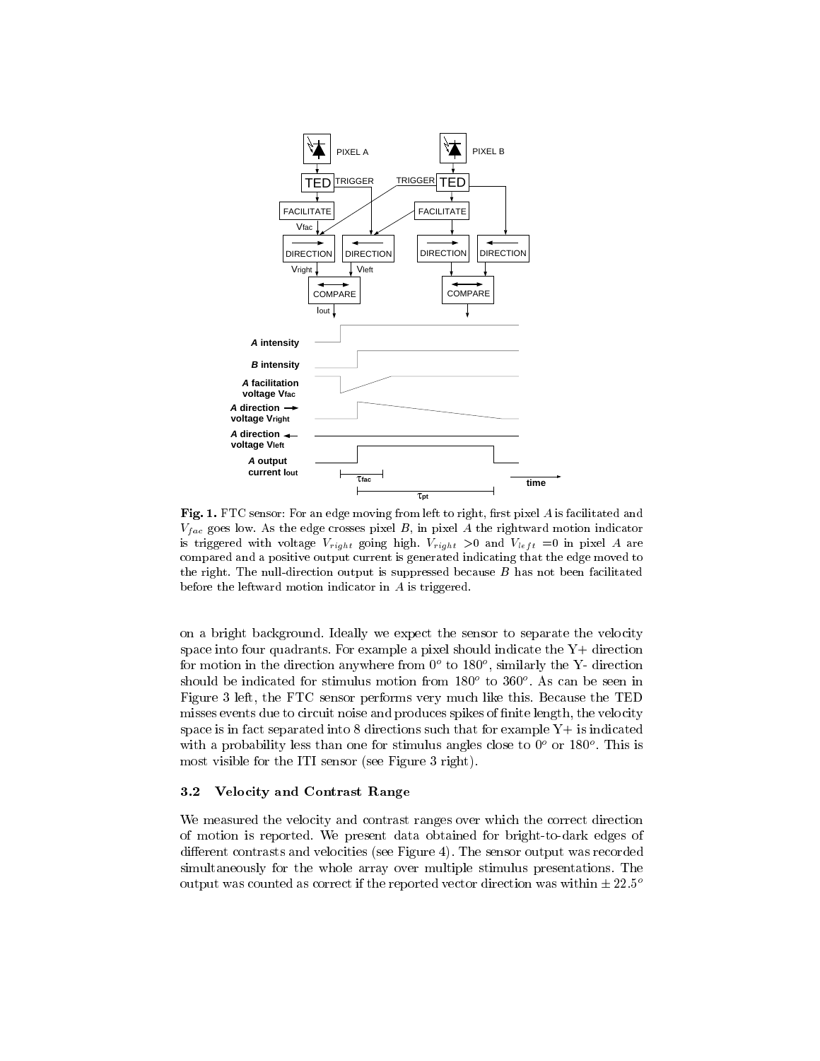**Fig. 1.** FTC sensor: For an edge moving from left to right, first pixel $A$ is facilitated and $V_{fac}$ goes low. As the edge crosses pixel $B$, in pixel $A$ the rightward motion indicator is triggered with voltage $V_{right}$ going high. $V_{right} > 0$ and $V_{left} = 0$ in pixel $A$ are compared and a positive output current is generated indicating that the edge moved to the right. The null-direction output is suppressed because $B$ has not been facilitated before the leftward motion indicator in $A$ is triggered.

on a bright background. Ideally we expect the sensor to separate the velocity space into four quadrants. For example a pixel should indicate the Y+ direction for motion in the direction anywhere from $0^o$ to $180^o$, similarly the Y- direction should be indicated for stimulus motion from $180^o$ to $360^o$. As can be seen in Figure 3 left, the FTC sensor performs very much like this. Because the TED misses events due to circuit noise and produces spikes of finite length, the velocity space is in fact separated into 8 directions such that for example Y+ is indicated with a probability less than one for stimulus angles close to $0^o$ or $180^o$. This is most visible for the ITI sensor (see Figure 3 right).

### 3.2 Velocity and Contrast Range

We measured the velocity and contrast ranges over which the correct direction of motion is reported. We present data obtained for bright-to-dark edges of different contrasts and velocities (see Figure 4). The sensor output was recorded simultaneously for the whole array over multiple stimulus presentations. The output was counted as correct if the reported vector direction was within $\pm 22.5^o$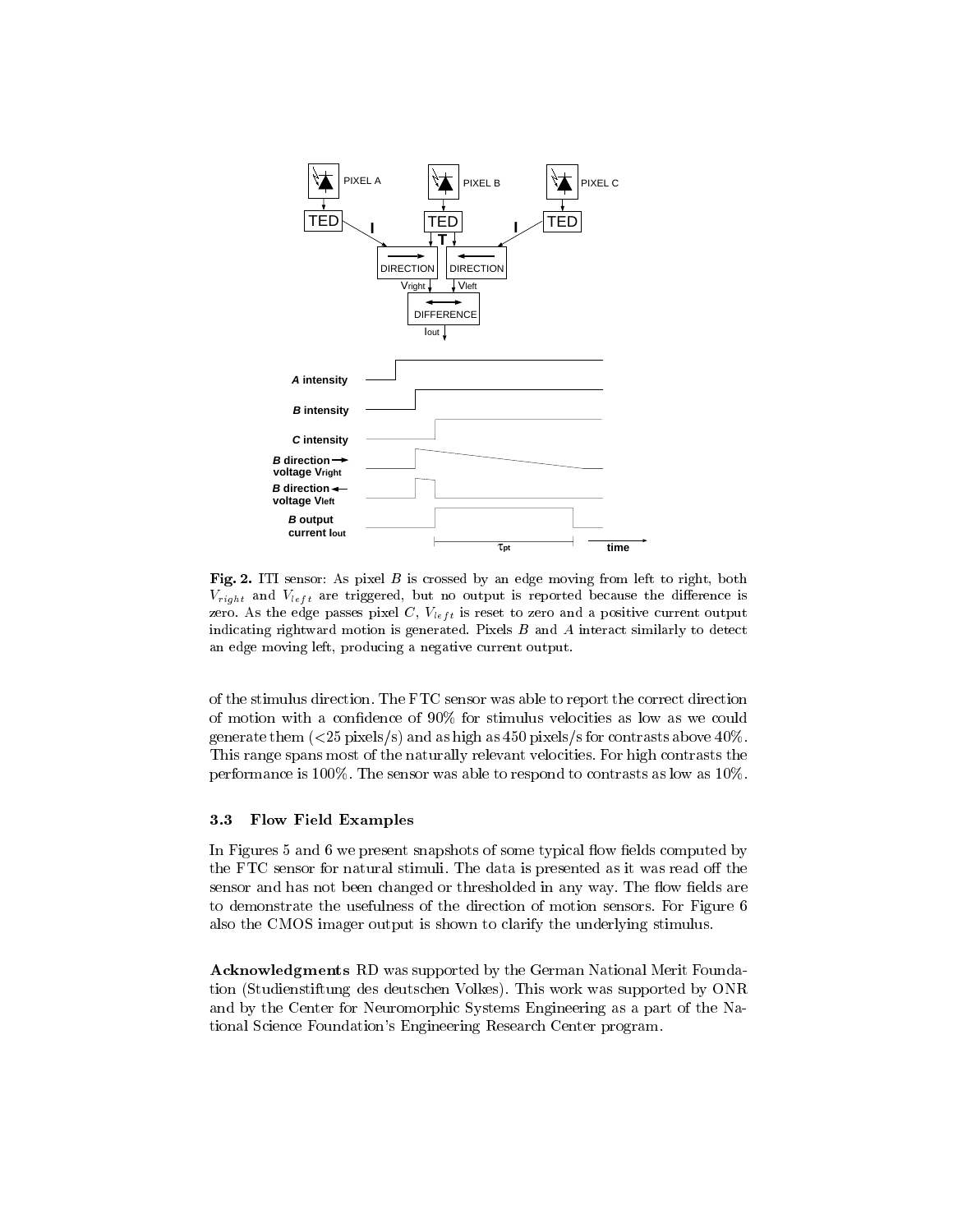**Fig. 2.** ITI sensor: As pixel $B$ is crossed by an edge moving from left to right, both $V_{right}$ and $V_{left}$ are triggered, but no output is reported because the difference is zero. As the edge passes pixel $C$, $V_{left}$ is reset to zero and a positive current output indicating rightward motion is generated. Pixels $B$ and $A$ interact similarly to detect an edge moving left, producing a negative current output.

of the stimulus direction. The FTC sensor was able to report the correct direction of motion with a confidence of 90% for stimulus velocities as low as we could generate them (<25 pixels/s) and as high as 450 pixels/s for contrasts above 40%. This range spans most of the naturally relevant velocities. For high contrasts the performance is 100%. The sensor was able to respond to contrasts as low as 10%.

### 3.3 Flow Field Examples

In Figures 5 and 6 we present snapshots of some typical flow fields computed by the FTC sensor for natural stimuli. The data is presented as it was read off the sensor and has not been changed or thresholded in any way. The flow fields are to demonstrate the usefulness of the direction of motion sensors. For Figure 6 also the CMOS imager output is shown to clarify the underlying stimulus.

**Acknowledgments** RD was supported by the German National Merit Foundation (Studienstiftung des deutschen Volkes). This work was supported by ONR and by the Center for Neuromorphic Systems Engineering as a part of the National Science Foundation's Engineering Research Center program.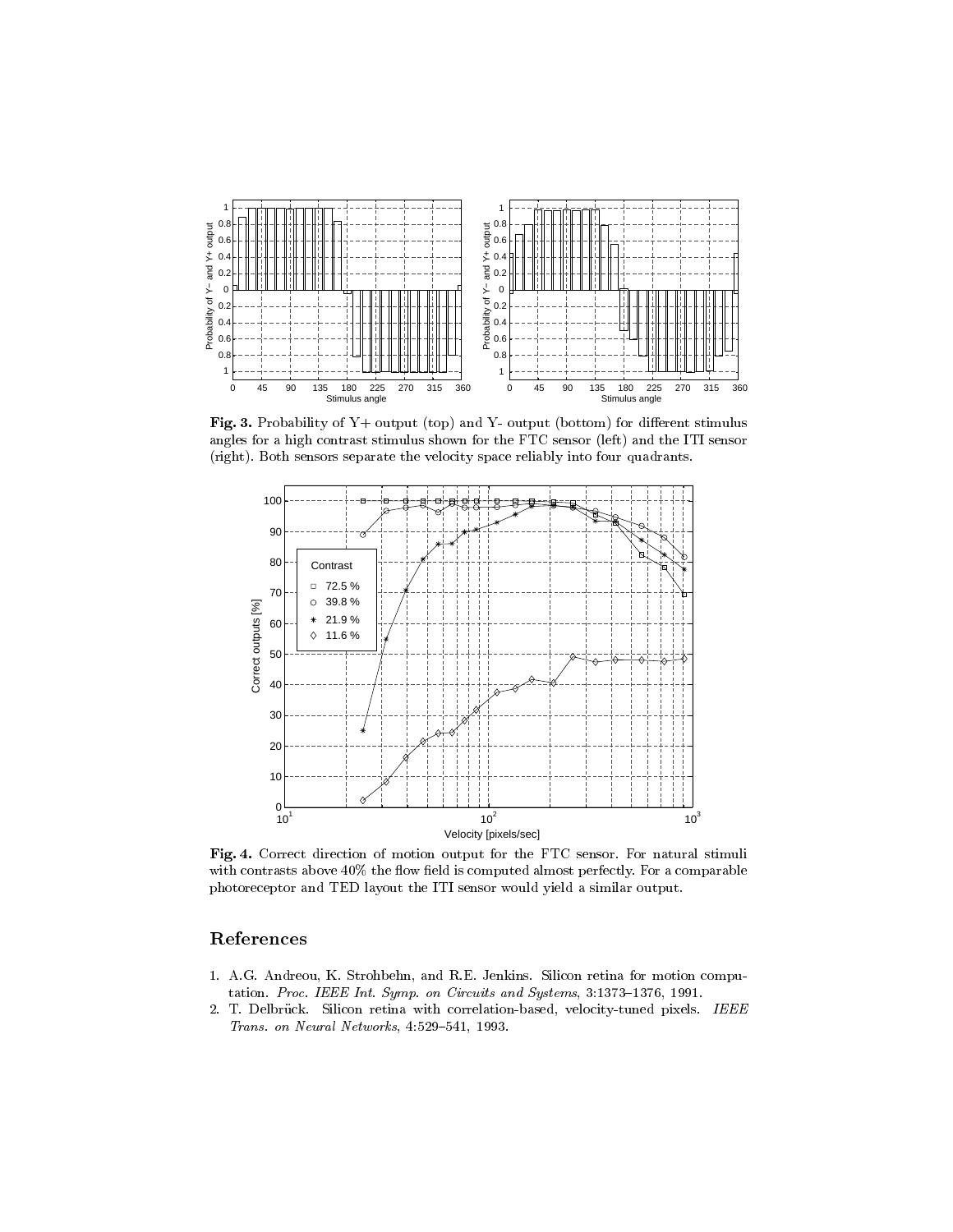**Fig. 3.** Probability of Y+ output (top) and Y- output (bottom) for different stimulus angles for a high contrast stimulus shown for the FTC sensor (left) and the ITI sensor (right). Both sensors separate the velocity space reliably into four quadrants.

**Fig. 4.** Correct direction of motion output for the FTC sensor. For natural stimuli with contrasts above 40% the flow field is computed almost perfectly. For a comparable photoreceptor and TED layout the ITI sensor would yield a similar output.

## References

1. A.G. Andreou, K. Strohbehn, and R.E. Jenkins. Silicon retina for motion computation. *Proc. IEEE Int. Symp. on Circuits and Systems*, 3:1373–1376, 1991.
2. T. Delbrück. Silicon retina with correlation-based, velocity-tuned pixels. *IEEE Trans. on Neural Networks*, 4:529–541, 1993.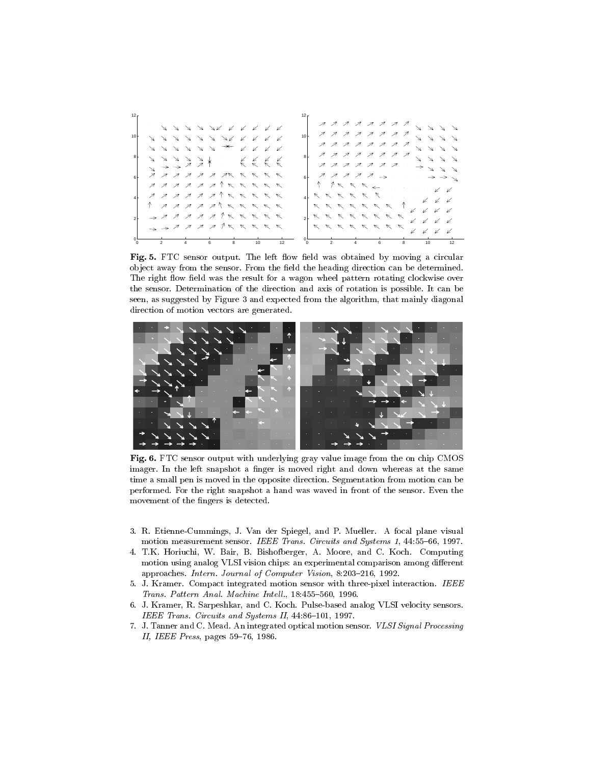12
10
8
6
4
2
0
0 2 4 6 8 10 12

12
10
8
6
4
2
0
0 2 4 6 8 10 12

**Fig. 5.** FTC sensor output. The left flow field was obtained by moving a circular object away from the sensor. From the field the heading direction can be determined. The right flow field was the result for a wagon wheel pattern rotating clockwise over the sensor. Determination of the direction and axis of rotation is possible. It can be seen, as suggested by Figure 3 and expected from the algorithm, that mainly diagonal direction of motion vectors are generated.

**Fig. 6.** FTC sensor output with underlying gray value image from the on chip CMOS imager. In the left snapshot a finger is moved right and down whereas at the same time a small pen is moved in the opposite direction. Segmentation from motion can be performed. For the right snapshot a hand was waved in front of the sensor. Even the movement of the fingers is detected.

3. R. Etienne-Cummings, J. Van der Spiegel, and P. Mueller. A focal plane visual motion measurement sensor. *IEEE Trans. Circuits and Systems 1*, 44:55–66, 1997.
4. T.K. Horiuchi, W. Bair, B. Bishofberger, A. Moore, and C. Koch. Computing motion using analog VLSI vision chips: an experimental comparison among different approaches. *Intern. Journal of Computer Vision*, 8:203–216, 1992.
5. J. Kramer. Compact integrated motion sensor with three-pixel interaction. *IEEE Trans. Pattern Anal. Machine Intell.*, 18:455–560, 1996.
6. J. Kramer, R. Sarpeshkar, and C. Koch. Pulse-based analog VLSI velocity sensors. *IEEE Trans. Circuits and Systems II*, 44:86–101, 1997.
7. J. Tanner and C. Mead. An integrated optical motion sensor. *VLSI Signal Processing II, IEEE Press*, pages 59–76, 1986.